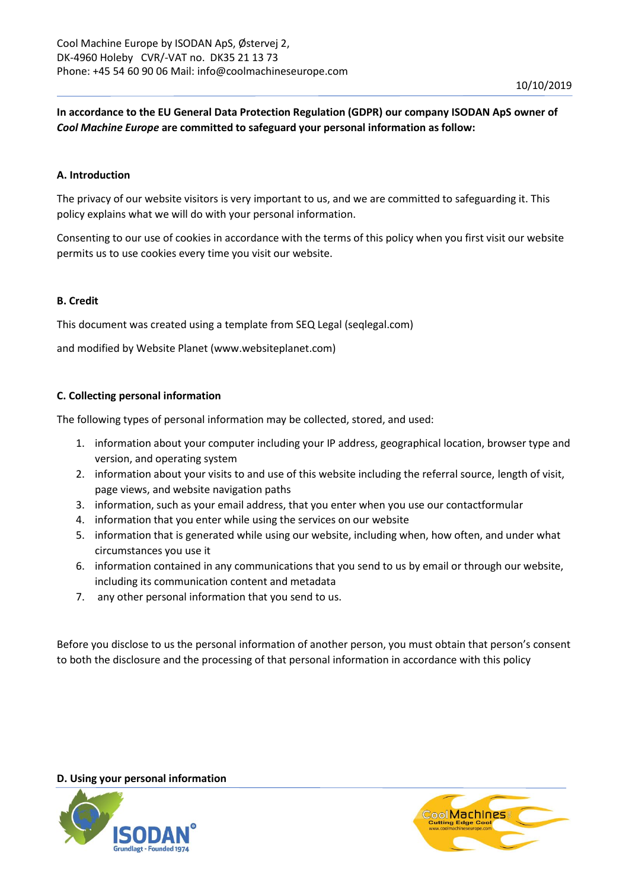Cool Machine Europe by ISODAN ApS, Østervej 2,
DK-4960 Holeby  CVR/-VAT no.  DK35 21 13 73
Phone: +45 54 60 90 06 Mail: info@coolmachineseurope.com

10/10/2019

**In accordance to the EU General Data Protection Regulation (GDPR) our company ISODAN ApS owner of *Cool Machine Europe* are committed to safeguard your personal information as follow:**

### A. Introduction

The privacy of our website visitors is very important to us, and we are committed to safeguarding it. This policy explains what we will do with your personal information.

Consenting to our use of cookies in accordance with the terms of this policy when you first visit our website permits us to use cookies every time you visit our website.

### B. Credit

This document was created using a template from SEQ Legal (seqlegal.com)

and modified by Website Planet (www.websiteplanet.com)

### C. Collecting personal information

The following types of personal information may be collected, stored, and used:

1. information about your computer including your IP address, geographical location, browser type and version, and operating system
2. information about your visits to and use of this website including the referral source, length of visit, page views, and website navigation paths
3. information, such as your email address, that you enter when you use our contactformular
4. information that you enter while using the services on our website
5. information that is generated while using our website, including when, how often, and under what circumstances you use it
6. information contained in any communications that you send to us by email or through our website, including its communication content and metadata
7. any other personal information that you send to us.

Before you disclose to us the personal information of another person, you must obtain that person's consent to both the disclosure and the processing of that personal information in accordance with this policy

### D. Using your personal information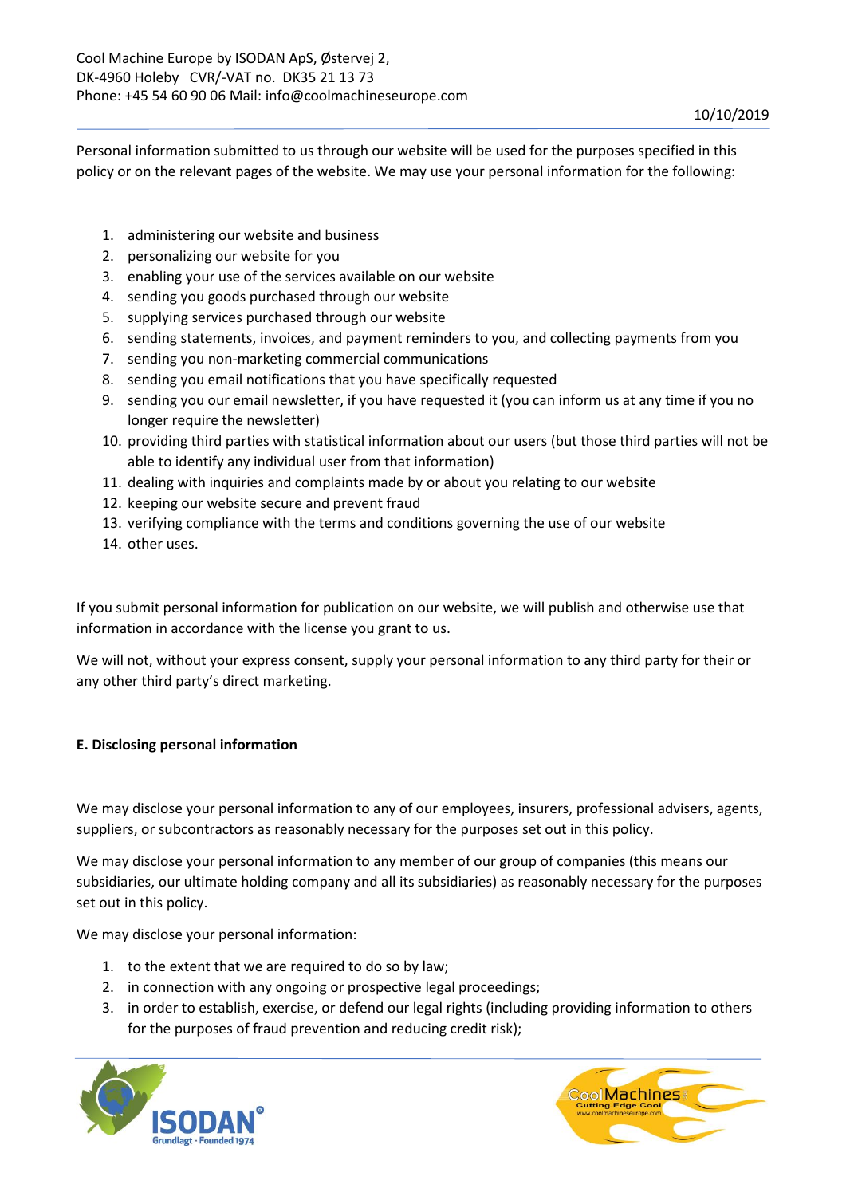Personal information submitted to us through our website will be used for the purposes specified in this policy or on the relevant pages of the website. We may use your personal information for the following:

1. administering our website and business
2. personalizing our website for you
3. enabling your use of the services available on our website
4. sending you goods purchased through our website
5. supplying services purchased through our website
6. sending statements, invoices, and payment reminders to you, and collecting payments from you
7. sending you non-marketing commercial communications
8. sending you email notifications that you have specifically requested
9. sending you our email newsletter, if you have requested it (you can inform us at any time if you no longer require the newsletter)
10. providing third parties with statistical information about our users (but those third parties will not be able to identify any individual user from that information)
11. dealing with inquiries and complaints made by or about you relating to our website
12. keeping our website secure and prevent fraud
13. verifying compliance with the terms and conditions governing the use of our website
14. other uses.

If you submit personal information for publication on our website, we will publish and otherwise use that information in accordance with the license you grant to us.

We will not, without your express consent, supply your personal information to any third party for their or any other third party's direct marketing.

**E. Disclosing personal information**

We may disclose your personal information to any of our employees, insurers, professional advisers, agents, suppliers, or subcontractors as reasonably necessary for the purposes set out in this policy.

We may disclose your personal information to any member of our group of companies (this means our subsidiaries, our ultimate holding company and all its subsidiaries) as reasonably necessary for the purposes set out in this policy.

We may disclose your personal information:

1. to the extent that we are required to do so by law;
2. in connection with any ongoing or prospective legal proceedings;
3. in order to establish, exercise, or defend our legal rights (including providing information to others for the purposes of fraud prevention and reducing credit risk);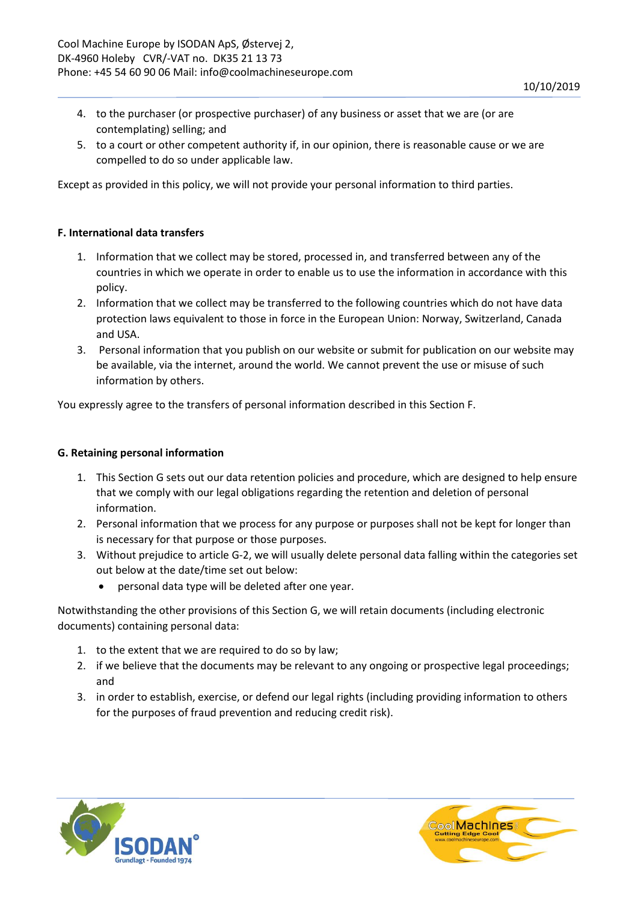4. to the purchaser (or prospective purchaser) of any business or asset that we are (or are contemplating) selling; and
5. to a court or other competent authority if, in our opinion, there is reasonable cause or we are compelled to do so under applicable law.

Except as provided in this policy, we will not provide your personal information to third parties.

**F. International data transfers**

1. Information that we collect may be stored, processed in, and transferred between any of the countries in which we operate in order to enable us to use the information in accordance with this policy.
2. Information that we collect may be transferred to the following countries which do not have data protection laws equivalent to those in force in the European Union: Norway, Switzerland, Canada and USA.
3. Personal information that you publish on our website or submit for publication on our website may be available, via the internet, around the world. We cannot prevent the use or misuse of such information by others.

You expressly agree to the transfers of personal information described in this Section F.

**G. Retaining personal information**

1. This Section G sets out our data retention policies and procedure, which are designed to help ensure that we comply with our legal obligations regarding the retention and deletion of personal information.
2. Personal information that we process for any purpose or purposes shall not be kept for longer than is necessary for that purpose or those purposes.
3. Without prejudice to article G-2, we will usually delete personal data falling within the categories set out below at the date/time set out below:
   - personal data type will be deleted after one year.

Notwithstanding the other provisions of this Section G, we will retain documents (including electronic documents) containing personal data:

1. to the extent that we are required to do so by law;
2. if we believe that the documents may be relevant to any ongoing or prospective legal proceedings; and
3. in order to establish, exercise, or defend our legal rights (including providing information to others for the purposes of fraud prevention and reducing credit risk).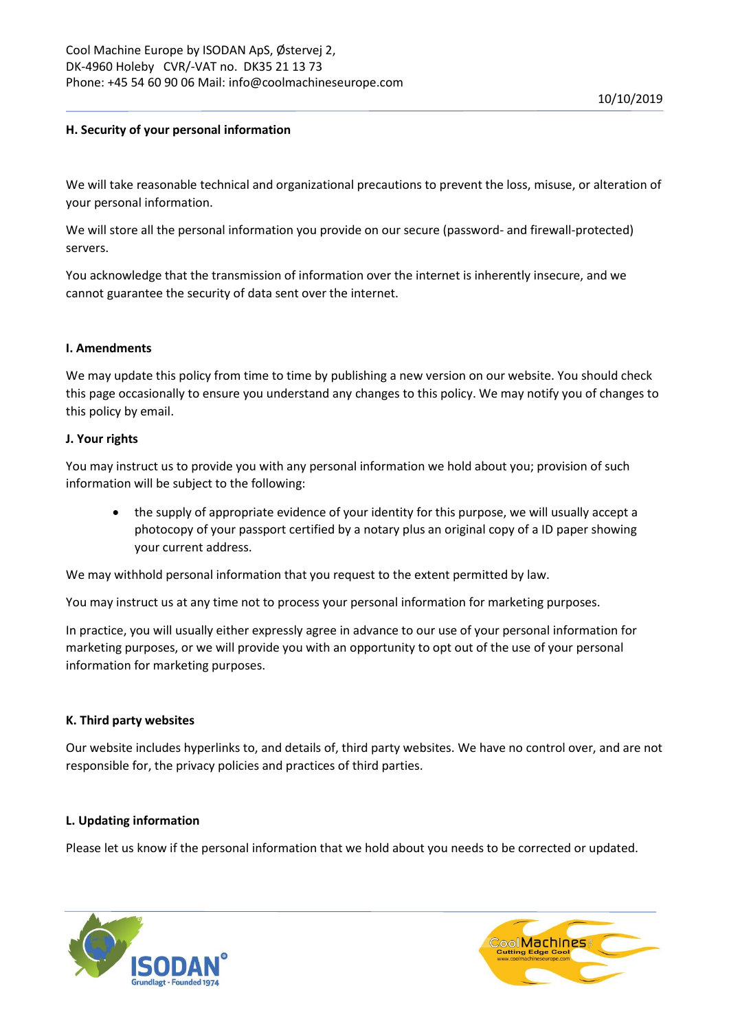### H. Security of your personal information

We will take reasonable technical and organizational precautions to prevent the loss, misuse, or alteration of your personal information.

We will store all the personal information you provide on our secure (password- and firewall-protected) servers.

You acknowledge that the transmission of information over the internet is inherently insecure, and we cannot guarantee the security of data sent over the internet.

### I. Amendments

We may update this policy from time to time by publishing a new version on our website. You should check this page occasionally to ensure you understand any changes to this policy. We may notify you of changes to this policy by email.

### J. Your rights

You may instruct us to provide you with any personal information we hold about you; provision of such information will be subject to the following:

- the supply of appropriate evidence of your identity for this purpose, we will usually accept a photocopy of your passport certified by a notary plus an original copy of a ID paper showing your current address.

We may withhold personal information that you request to the extent permitted by law.

You may instruct us at any time not to process your personal information for marketing purposes.

In practice, you will usually either expressly agree in advance to our use of your personal information for marketing purposes, or we will provide you with an opportunity to opt out of the use of your personal information for marketing purposes.

### K. Third party websites

Our website includes hyperlinks to, and details of, third party websites. We have no control over, and are not responsible for, the privacy policies and practices of third parties.

### L. Updating information

Please let us know if the personal information that we hold about you needs to be corrected or updated.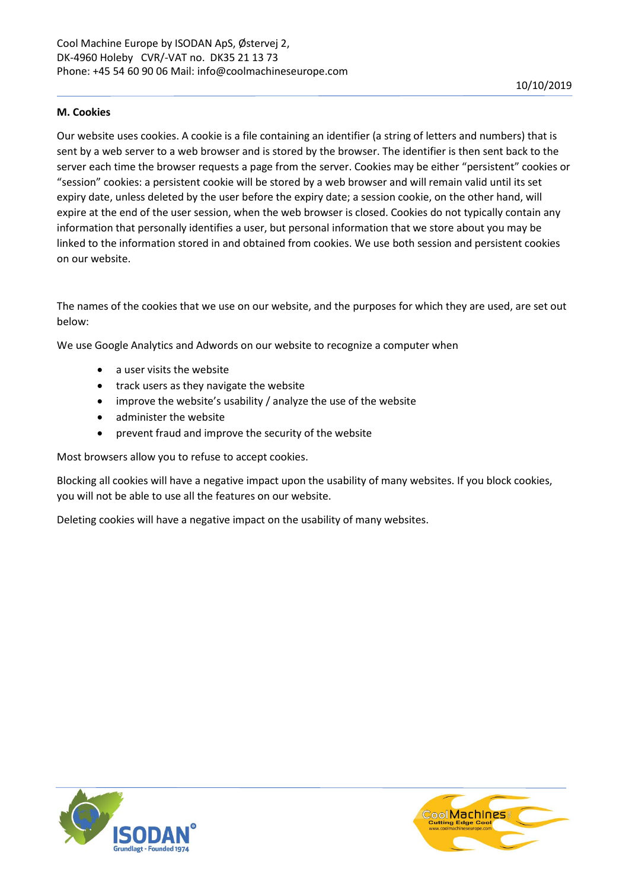## M. Cookies

Our website uses cookies. A cookie is a file containing an identifier (a string of letters and numbers) that is sent by a web server to a web browser and is stored by the browser. The identifier is then sent back to the server each time the browser requests a page from the server. Cookies may be either "persistent" cookies or "session" cookies: a persistent cookie will be stored by a web browser and will remain valid until its set expiry date, unless deleted by the user before the expiry date; a session cookie, on the other hand, will expire at the end of the user session, when the web browser is closed. Cookies do not typically contain any information that personally identifies a user, but personal information that we store about you may be linked to the information stored in and obtained from cookies. We use both session and persistent cookies on our website.

The names of the cookies that we use on our website, and the purposes for which they are used, are set out below:

We use Google Analytics and Adwords on our website to recognize a computer when

- a user visits the website
- track users as they navigate the website
- improve the website's usability / analyze the use of the website
- administer the website
- prevent fraud and improve the security of the website

Most browsers allow you to refuse to accept cookies.

Blocking all cookies will have a negative impact upon the usability of many websites. If you block cookies, you will not be able to use all the features on our website.

Deleting cookies will have a negative impact on the usability of many websites.